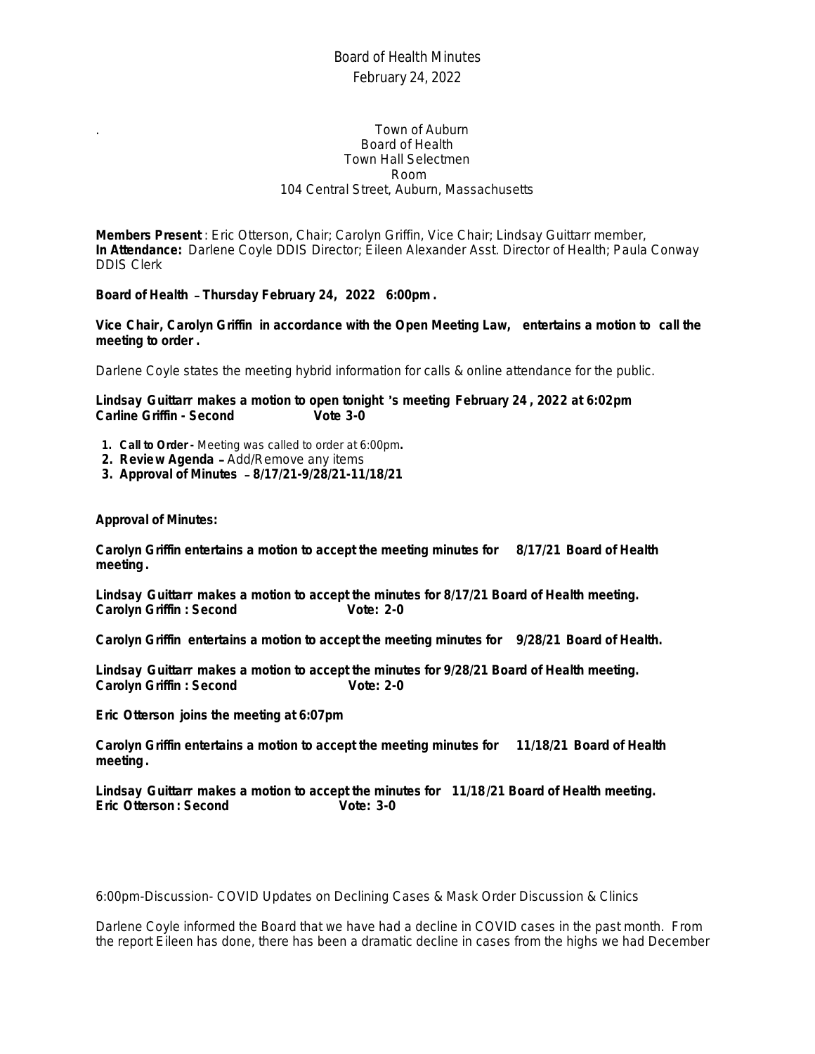Board of Health Minutes
February 24, 2022

Town of Auburn
Board of Health
Town Hall Selectmen
Room
104 Central Street, Auburn, Massachusetts

**Members Present** : Eric Otterson, Chair; Carolyn Griffin, Vice Chair; Lindsay Guittarr member,
**In Attendance:** Darlene Coyle DDIS Director; Eileen Alexander Asst. Director of Health; Paula Conway DDIS Clerk

**Board of Health – Thursday February 24, 2022 6:00pm .**

**Vice Chair, Carolyn Griffin in accordance with the Open Meeting Law, entertains a motion to call the meeting to order .**

Darlene Coyle states the meeting hybrid information for calls & online attendance for the public.

**Lindsay Guittarr makes a motion to open tonight 's meeting February 24 , 2022 at 6:02pm**
**Carline Griffin - Second Vote 3-0**

1. **Call to Order -** Meeting was called to order at 6:00pm**.**
2. **Review Agenda –** Add/Remove any items
3. **Approval of Minutes – 8/17/21-9/28/21-11/18/21**

**Approval of Minutes:**

**Carolyn Griffin entertains a motion to accept the meeting minutes for 8/17/21 Board of Health meeting.**

**Lindsay Guittarr makes a motion to accept the minutes for 8/17/21 Board of Health meeting.**
**Carolyn Griffin : Second Vote: 2-0**

**Carolyn Griffin entertains a motion to accept the meeting minutes for 9/28/21 Board of Health.**

**Lindsay Guittarr makes a motion to accept the minutes for 9/28/21 Board of Health meeting.**
**Carolyn Griffin : Second Vote: 2-0**

**Eric Otterson joins the meeting at 6:07pm**

**Carolyn Griffin entertains a motion to accept the meeting minutes for 11/18/21 Board of Health meeting.**

**Lindsay Guittarr makes a motion to accept the minutes for 11/18/21 Board of Health meeting.**
**Eric Otterson: Second Vote: 3-0**

6:00pm-Discussion- COVID Updates on Declining Cases & Mask Order Discussion & Clinics

Darlene Coyle informed the Board that we have had a decline in COVID cases in the past month. From the report Eileen has done, there has been a dramatic decline in cases from the highs we had December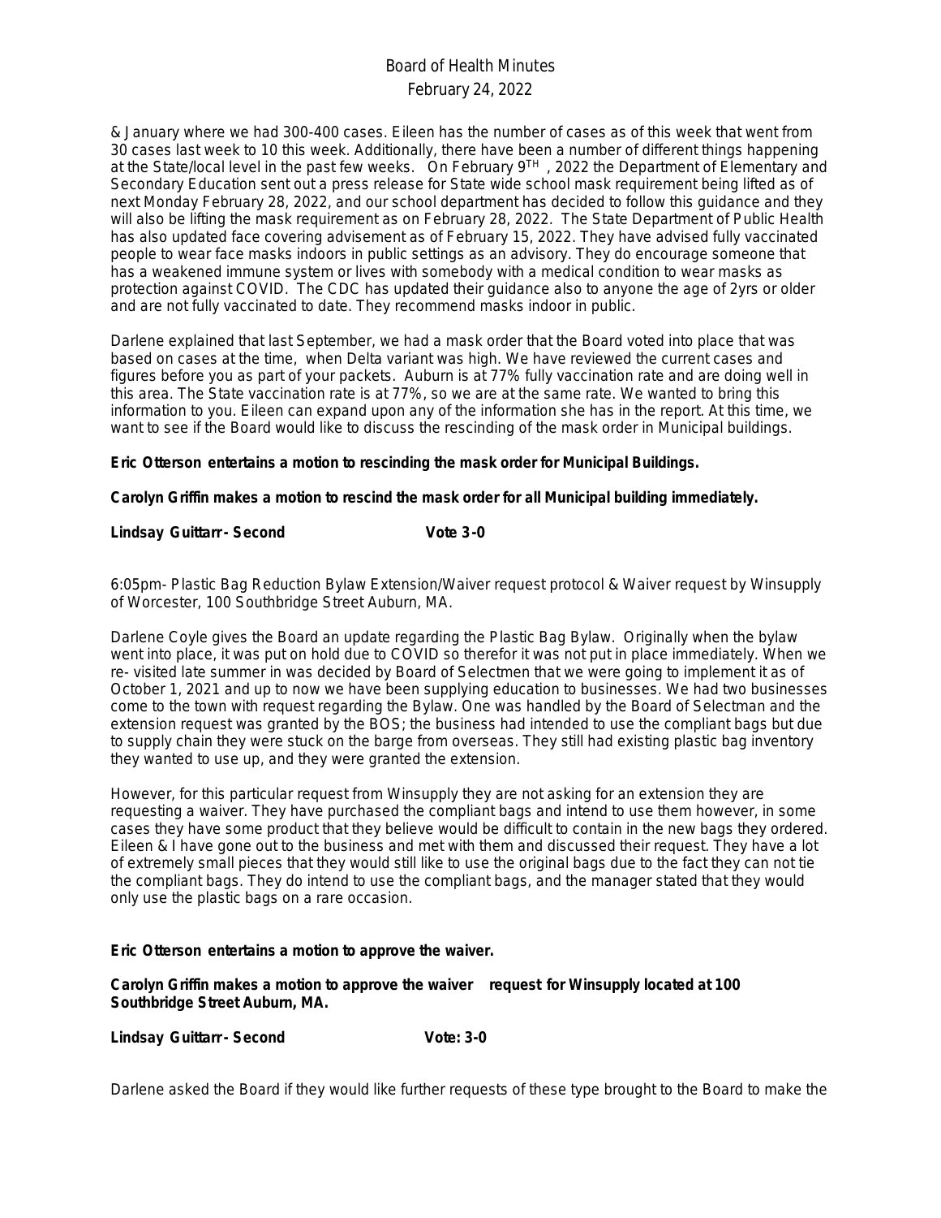& January where we had 300-400 cases. Eileen has the number of cases as of this week that went from 30 cases last week to 10 this week. Additionally, there have been a number of different things happening at the State/local level in the past few weeks. On February 9TH, 2022 the Department of Elementary and Secondary Education sent out a press release for State wide school mask requirement being lifted as of next Monday February 28, 2022, and our school department has decided to follow this guidance and they will also be lifting the mask requirement as on February 28, 2022. The State Department of Public Health has also updated face covering advisement as of February 15, 2022. They have advised fully vaccinated people to wear face masks indoors in public settings as an advisory. They do encourage someone that has a weakened immune system or lives with somebody with a medical condition to wear masks as protection against COVID. The CDC has updated their guidance also to anyone the age of 2yrs or older and are not fully vaccinated to date. They recommend masks indoor in public.

Darlene explained that last September, we had a mask order that the Board voted into place that was based on cases at the time, when Delta variant was high. We have reviewed the current cases and figures before you as part of your packets. Auburn is at 77% fully vaccination rate and are doing well in this area. The State vaccination rate is at 77%, so we are at the same rate. We wanted to bring this information to you. Eileen can expand upon any of the information she has in the report. At this time, we want to see if the Board would like to discuss the rescinding of the mask order in Municipal buildings.

**Eric Otterson entertains a motion to rescinding the mask order for Municipal Buildings.**

**Carolyn Griffin makes a motion to rescind the mask order for all Municipal building immediately.**

**Lindsay Guittarr- Second Vote 3-0**

6:05pm- Plastic Bag Reduction Bylaw Extension/Waiver request protocol & Waiver request by Winsupply of Worcester, 100 Southbridge Street Auburn, MA.

Darlene Coyle gives the Board an update regarding the Plastic Bag Bylaw. Originally when the bylaw went into place, it was put on hold due to COVID so therefor it was not put in place immediately. When we re- visited late summer in was decided by Board of Selectmen that we were going to implement it as of October 1, 2021 and up to now we have been supplying education to businesses. We had two businesses come to the town with request regarding the Bylaw. One was handled by the Board of Selectman and the extension request was granted by the BOS; the business had intended to use the compliant bags but due to supply chain they were stuck on the barge from overseas. They still had existing plastic bag inventory they wanted to use up, and they were granted the extension.

However, for this particular request from Winsupply they are not asking for an extension they are requesting a waiver. They have purchased the compliant bags and intend to use them however, in some cases they have some product that they believe would be difficult to contain in the new bags they ordered. Eileen & I have gone out to the business and met with them and discussed their request. They have a lot of extremely small pieces that they would still like to use the original bags due to the fact they can not tie the compliant bags. They do intend to use the compliant bags, and the manager stated that they would only use the plastic bags on a rare occasion.

**Eric Otterson entertains a motion to approve the waiver.**

**Carolyn Griffin makes a motion to approve the waiver request for Winsupply located at 100 Southbridge Street Auburn, MA.**

**Lindsay Guittarr- Second Vote: 3-0**

Darlene asked the Board if they would like further requests of these type brought to the Board to make the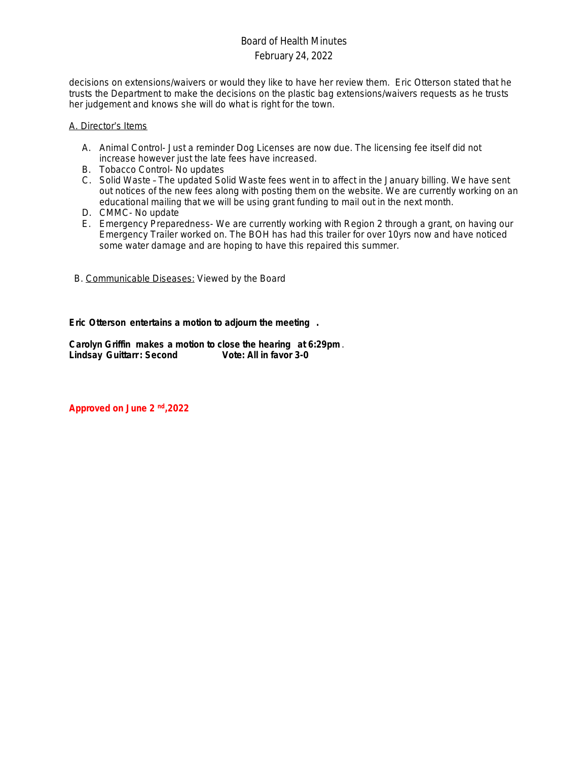decisions on extensions/waivers or would they like to have her review them. Eric Otterson stated that he trusts the Department to make the decisions on the plastic bag extensions/waivers requests as he trusts her judgement and knows she will do what is right for the town.

A. Director's Items

A. Animal Control- Just a reminder Dog Licenses are now due. The licensing fee itself did not increase however just the late fees have increased.
B. Tobacco Control- No updates
C. Solid Waste – The updated Solid Waste fees went in to affect in the January billing. We have sent out notices of the new fees along with posting them on the website. We are currently working on an educational mailing that we will be using grant funding to mail out in the next month.
D. CMMC- No update
E. Emergency Preparedness- We are currently working with Region 2 through a grant, on having our Emergency Trailer worked on. The BOH has had this trailer for over 10yrs now and have noticed some water damage and are hoping to have this repaired this summer.

B. Communicable Diseases: Viewed by the Board

**Eric Otterson entertains a motion to adjourn the meeting .**

**Carolyn Griffin makes a motion to close the hearing at 6:29pm**.
**Lindsay Guittarr: Second Vote: All in favor 3-0**

**Approved on June 2 nd,2022**